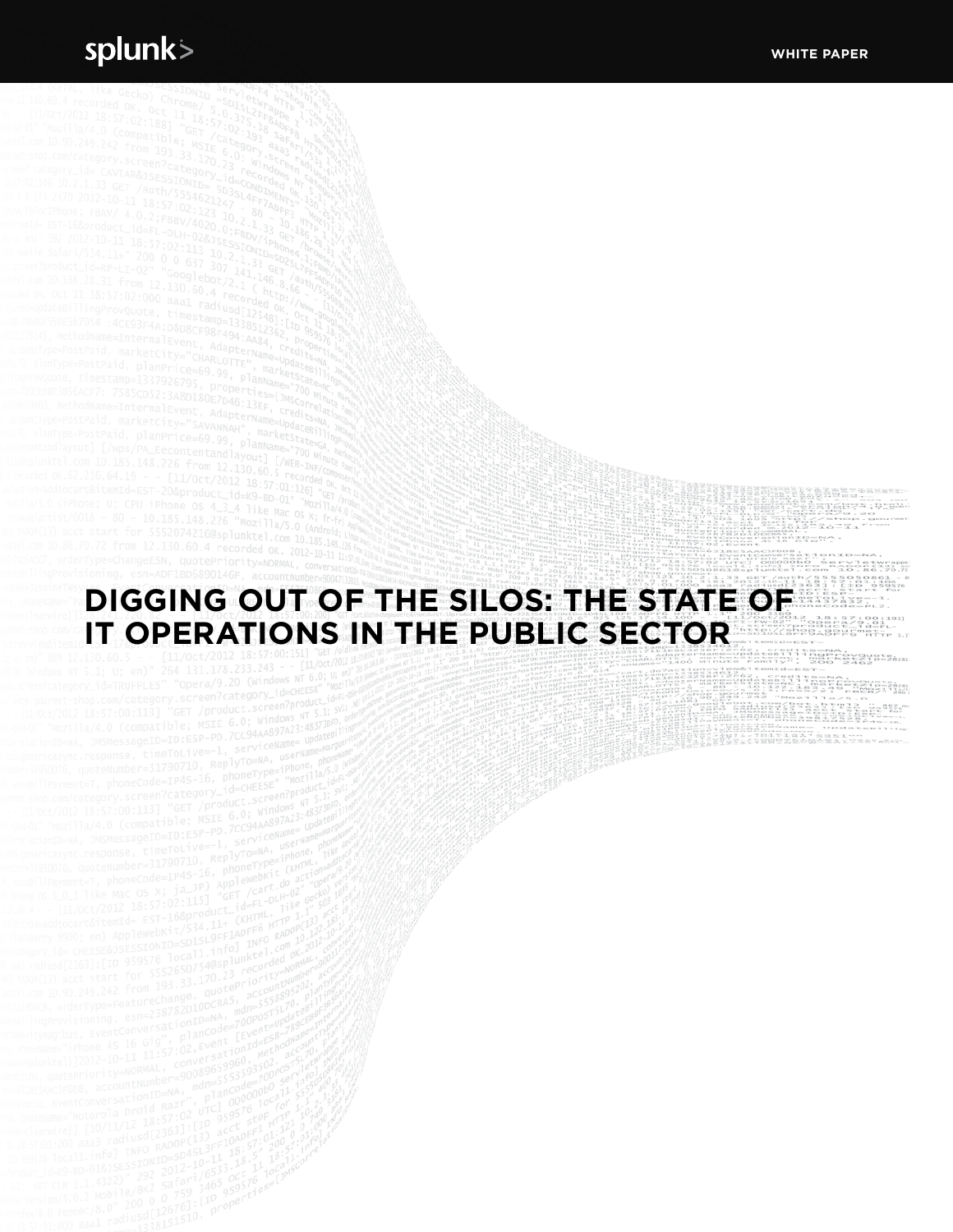WHITE PAPER

# DIGGING OUT OF THE SILOS: THE STATE OF IT OPERATIONS IN THE PUBLIC SECTOR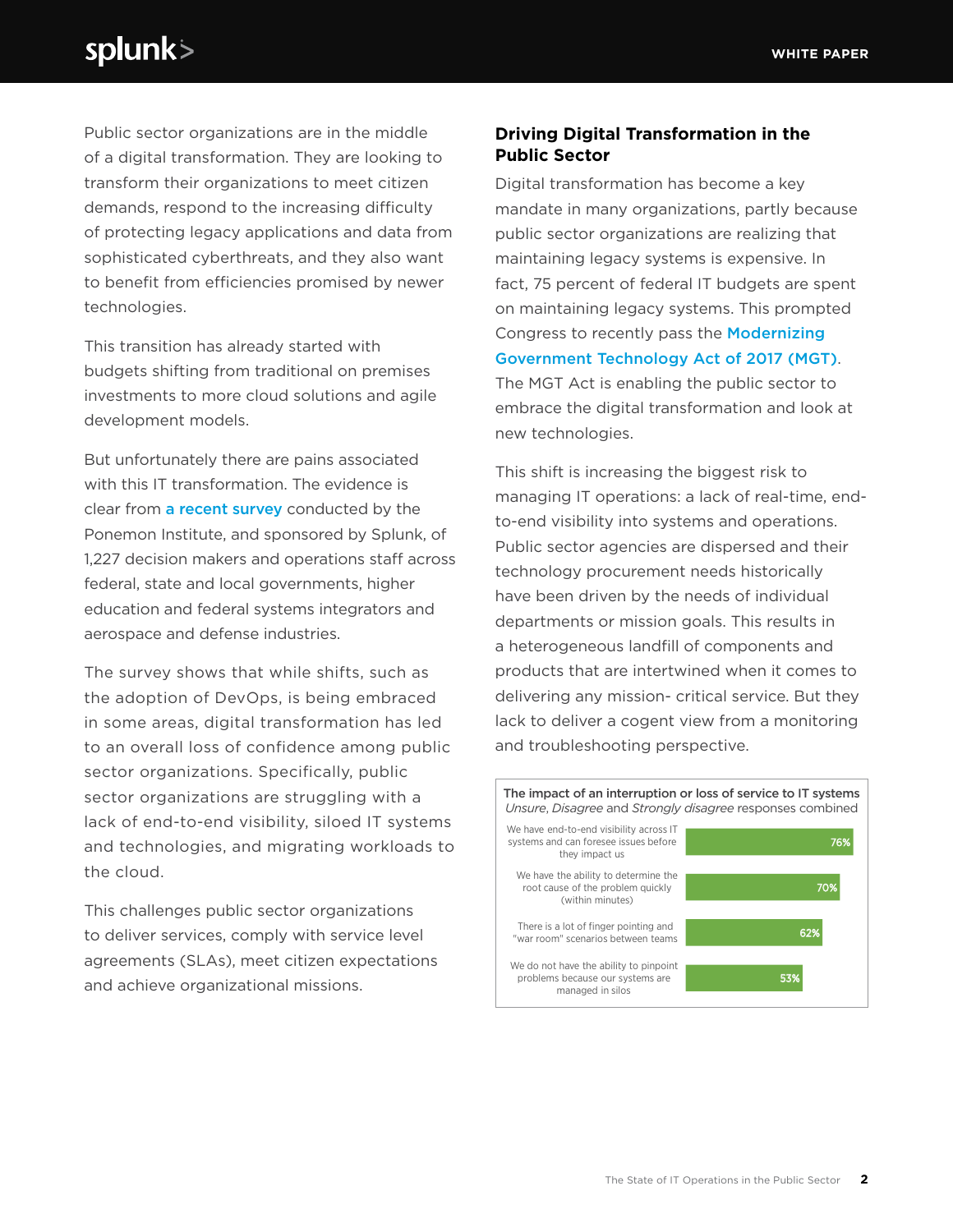Public sector organizations are in the middle of a digital transformation. They are looking to transform their organizations to meet citizen demands, respond to the increasing difficulty of protecting legacy applications and data from sophisticated cyberthreats, and they also want to benefit from efficiencies promised by newer technologies.

This transition has already started with budgets shifting from traditional on premises investments to more cloud solutions and agile development models.

But unfortunately there are pains associated with this IT transformation. The evidence is clear from a recent survey conducted by the Ponemon Institute, and sponsored by Splunk, of 1,227 decision makers and operations staff across federal, state and local governments, higher education and federal systems integrators and aerospace and defense industries.

The survey shows that while shifts, such as the adoption of DevOps, is being embraced in some areas, digital transformation has led to an overall loss of confidence among public sector organizations. Specifically, public sector organizations are struggling with a lack of end-to-end visibility, siloed IT systems and technologies, and migrating workloads to the cloud.

This challenges public sector organizations to deliver services, comply with service level agreements (SLAs), meet citizen expectations and achieve organizational missions.

## Driving Digital Transformation in the Public Sector

Digital transformation has become a key mandate in many organizations, partly because public sector organizations are realizing that maintaining legacy systems is expensive. In fact, 75 percent of federal IT budgets are spent on maintaining legacy systems. This prompted Congress to recently pass the Modernizing Government Technology Act of 2017 (MGT). The MGT Act is enabling the public sector to embrace the digital transformation and look at new technologies.

This shift is increasing the biggest risk to managing IT operations: a lack of real-time, end-to-end visibility into systems and operations. Public sector agencies are dispersed and their technology procurement needs historically have been driven by the needs of individual departments or mission goals. This results in a heterogeneous landfill of components and products that are intertwined when it comes to delivering any mission- critical service. But they lack to deliver a cogent view from a monitoring and troubleshooting perspective.

**The impact of an interruption or loss of service to IT systems**
*Unsure*, *Disagree* and *Strongly disagree* responses combined

| Statement | Percentage |
| --- | --- |
| We have end-to-end visibility across IT systems and can foresee issues before they impact us | 76% |
| We have the ability to determine the root cause of the problem quickly (within minutes) | 70% |
| There is a lot of finger pointing and "war room" scenarios between teams | 62% |
| We do not have the ability to pinpoint problems because our systems are managed in silos | 53% |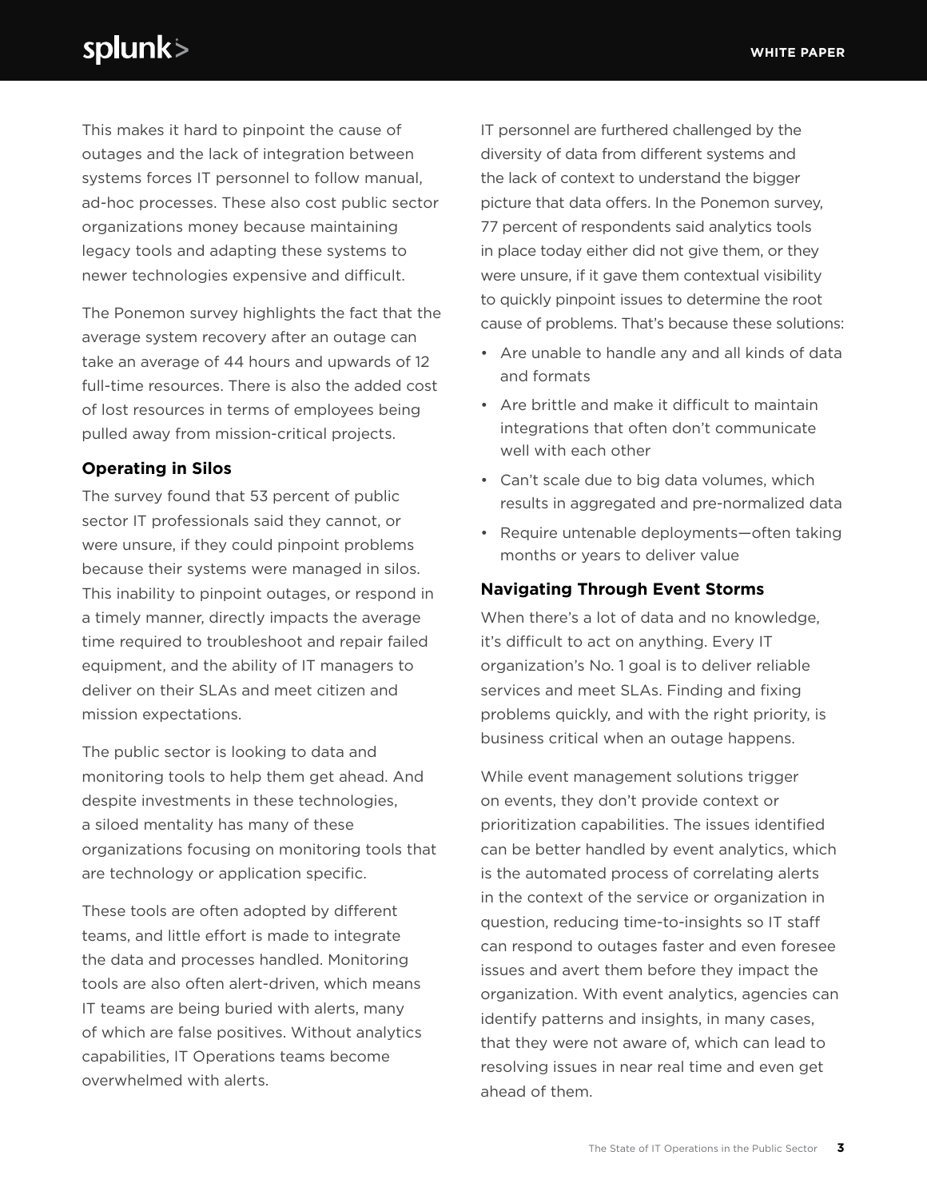This makes it hard to pinpoint the cause of outages and the lack of integration between systems forces IT personnel to follow manual, ad-hoc processes. These also cost public sector organizations money because maintaining legacy tools and adapting these systems to newer technologies expensive and difficult.

The Ponemon survey highlights the fact that the average system recovery after an outage can take an average of 44 hours and upwards of 12 full-time resources. There is also the added cost of lost resources in terms of employees being pulled away from mission-critical projects.

### Operating in Silos

The survey found that 53 percent of public sector IT professionals said they cannot, or were unsure, if they could pinpoint problems because their systems were managed in silos. This inability to pinpoint outages, or respond in a timely manner, directly impacts the average time required to troubleshoot and repair failed equipment, and the ability of IT managers to deliver on their SLAs and meet citizen and mission expectations.

The public sector is looking to data and monitoring tools to help them get ahead. And despite investments in these technologies, a siloed mentality has many of these organizations focusing on monitoring tools that are technology or application specific.

These tools are often adopted by different teams, and little effort is made to integrate the data and processes handled. Monitoring tools are also often alert-driven, which means IT teams are being buried with alerts, many of which are false positives. Without analytics capabilities, IT Operations teams become overwhelmed with alerts.

IT personnel are furthered challenged by the diversity of data from different systems and the lack of context to understand the bigger picture that data offers. In the Ponemon survey, 77 percent of respondents said analytics tools in place today either did not give them, or they were unsure, if it gave them contextual visibility to quickly pinpoint issues to determine the root cause of problems. That's because these solutions:

- Are unable to handle any and all kinds of data and formats
- Are brittle and make it difficult to maintain integrations that often don't communicate well with each other
- Can't scale due to big data volumes, which results in aggregated and pre-normalized data
- Require untenable deployments—often taking months or years to deliver value

### Navigating Through Event Storms

When there's a lot of data and no knowledge, it's difficult to act on anything. Every IT organization's No. 1 goal is to deliver reliable services and meet SLAs. Finding and fixing problems quickly, and with the right priority, is business critical when an outage happens.

While event management solutions trigger on events, they don't provide context or prioritization capabilities. The issues identified can be better handled by event analytics, which is the automated process of correlating alerts in the context of the service or organization in question, reducing time-to-insights so IT staff can respond to outages faster and even foresee issues and avert them before they impact the organization. With event analytics, agencies can identify patterns and insights, in many cases, that they were not aware of, which can lead to resolving issues in near real time and even get ahead of them.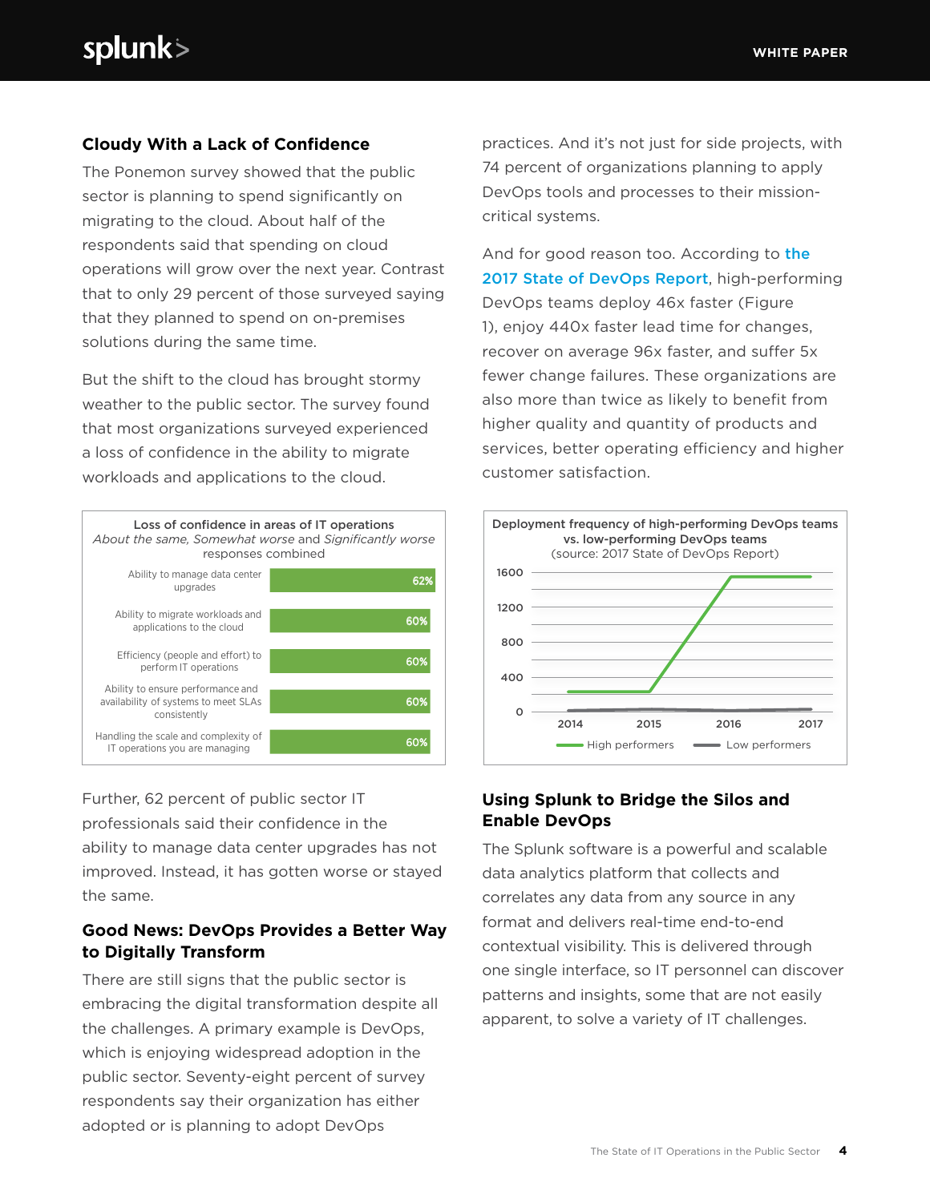## Cloudy With a Lack of Confidence

The Ponemon survey showed that the public sector is planning to spend significantly on migrating to the cloud. About half of the respondents said that spending on cloud operations will grow over the next year. Contrast that to only 29 percent of those surveyed saying that they planned to spend on on-premises solutions during the same time.

But the shift to the cloud has brought stormy weather to the public sector. The survey found that most organizations surveyed experienced a loss of confidence in the ability to migrate workloads and applications to the cloud.

**Loss of confidence in areas of IT operations**
*About the same, Somewhat worse* and *Significantly worse* responses combined

| Area | Percent |
|---|---|
| Ability to manage data center upgrades | 62% |
| Ability to migrate workloads and applications to the cloud | 60% |
| Efficiency (people and effort) to perform IT operations | 60% |
| Ability to ensure performance and availability of systems to meet SLAs consistently | 60% |
| Handling the scale and complexity of IT operations you are managing | 60% |

Further, 62 percent of public sector IT professionals said their confidence in the ability to manage data center upgrades has not improved. Instead, it has gotten worse or stayed the same.

## Good News: DevOps Provides a Better Way to Digitally Transform

There are still signs that the public sector is embracing the digital transformation despite all the challenges. A primary example is DevOps, which is enjoying widespread adoption in the public sector. Seventy-eight percent of survey respondents say their organization has either adopted or is planning to adopt DevOps practices. And it's not just for side projects, with 74 percent of organizations planning to apply DevOps tools and processes to their mission-critical systems.

And for good reason too. According to the 2017 State of DevOps Report, high-performing DevOps teams deploy 46x faster (Figure 1), enjoy 440x faster lead time for changes, recover on average 96x faster, and suffer 5x fewer change failures. These organizations are also more than twice as likely to benefit from higher quality and quantity of products and services, better operating efficiency and higher customer satisfaction.

**Deployment frequency of high-performing DevOps teams vs. low-performing DevOps teams**
(source: 2017 State of DevOps Report)

[Line chart: y-axis 0–1600; x-axis 2014, 2015, 2016, 2017; legend: High performers, Low performers]

## Using Splunk to Bridge the Silos and Enable DevOps

The Splunk software is a powerful and scalable data analytics platform that collects and correlates any data from any source in any format and delivers real-time end-to-end contextual visibility. This is delivered through one single interface, so IT personnel can discover patterns and insights, some that are not easily apparent, to solve a variety of IT challenges.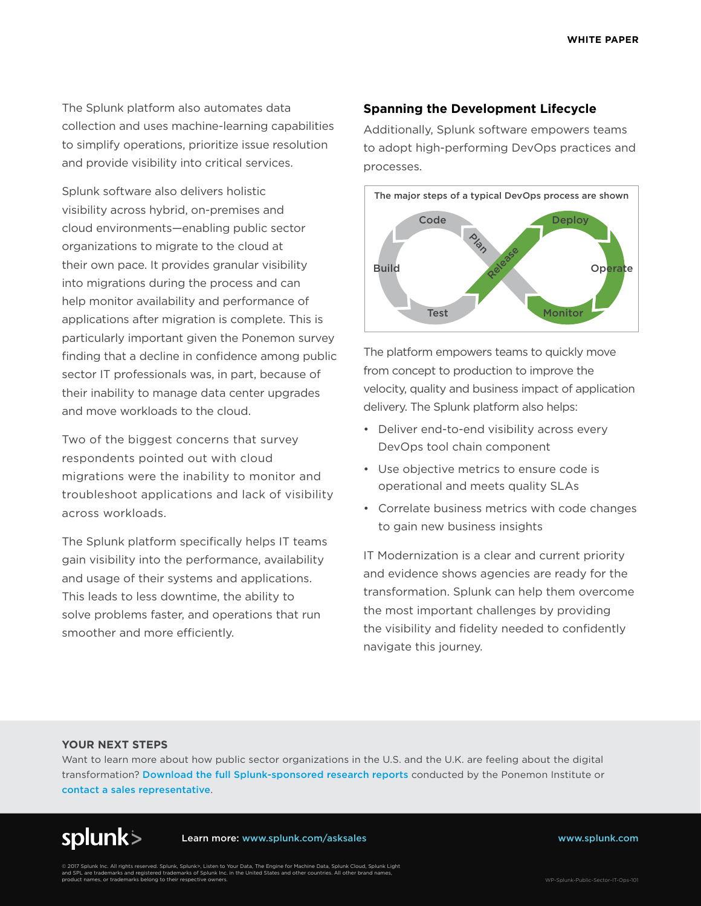The Splunk platform also automates data collection and uses machine-learning capabilities to simplify operations, prioritize issue resolution and provide visibility into critical services.

Splunk software also delivers holistic visibility across hybrid, on-premises and cloud environments—enabling public sector organizations to migrate to the cloud at their own pace. It provides granular visibility into migrations during the process and can help monitor availability and performance of applications after migration is complete. This is particularly important given the Ponemon survey finding that a decline in confidence among public sector IT professionals was, in part, because of their inability to manage data center upgrades and move workloads to the cloud.

Two of the biggest concerns that survey respondents pointed out with cloud migrations were the inability to monitor and troubleshoot applications and lack of visibility across workloads.

The Splunk platform specifically helps IT teams gain visibility into the performance, availability and usage of their systems and applications. This leads to less downtime, the ability to solve problems faster, and operations that run smoother and more efficiently.

### Spanning the Development Lifecycle

Additionally, Splunk software empowers teams to adopt high-performing DevOps practices and processes.

The major steps of a typical DevOps process are shown

Code
Build
Test
Plan
Release
Deploy
Operate
Monitor

The platform empowers teams to quickly move from concept to production to improve the velocity, quality and business impact of application delivery. The Splunk platform also helps:

- Deliver end-to-end visibility across every DevOps tool chain component
- Use objective metrics to ensure code is operational and meets quality SLAs
- Correlate business metrics with code changes to gain new business insights

IT Modernization is a clear and current priority and evidence shows agencies are ready for the transformation. Splunk can help them overcome the most important challenges by providing the visibility and fidelity needed to confidently navigate this journey.

**YOUR NEXT STEPS**

Want to learn more about how public sector organizations in the U.S. and the U.K. are feeling about the digital transformation? Download the full Splunk-sponsored research reports conducted by the Ponemon Institute or contact a sales representative.

splunk>

Learn more: www.splunk.com/asksales

www.splunk.com

© 2017 Splunk Inc. All rights reserved. Splunk, Splunk>, Listen to Your Data, The Engine for Machine Data, Splunk Cloud, Splunk Light and SPL are trademarks and registered trademarks of Splunk Inc. in the United States and other countries. All other brand names, product names, or trademarks belong to their respective owners.

WP-Splunk-Public-Sector-IT-Ops-101